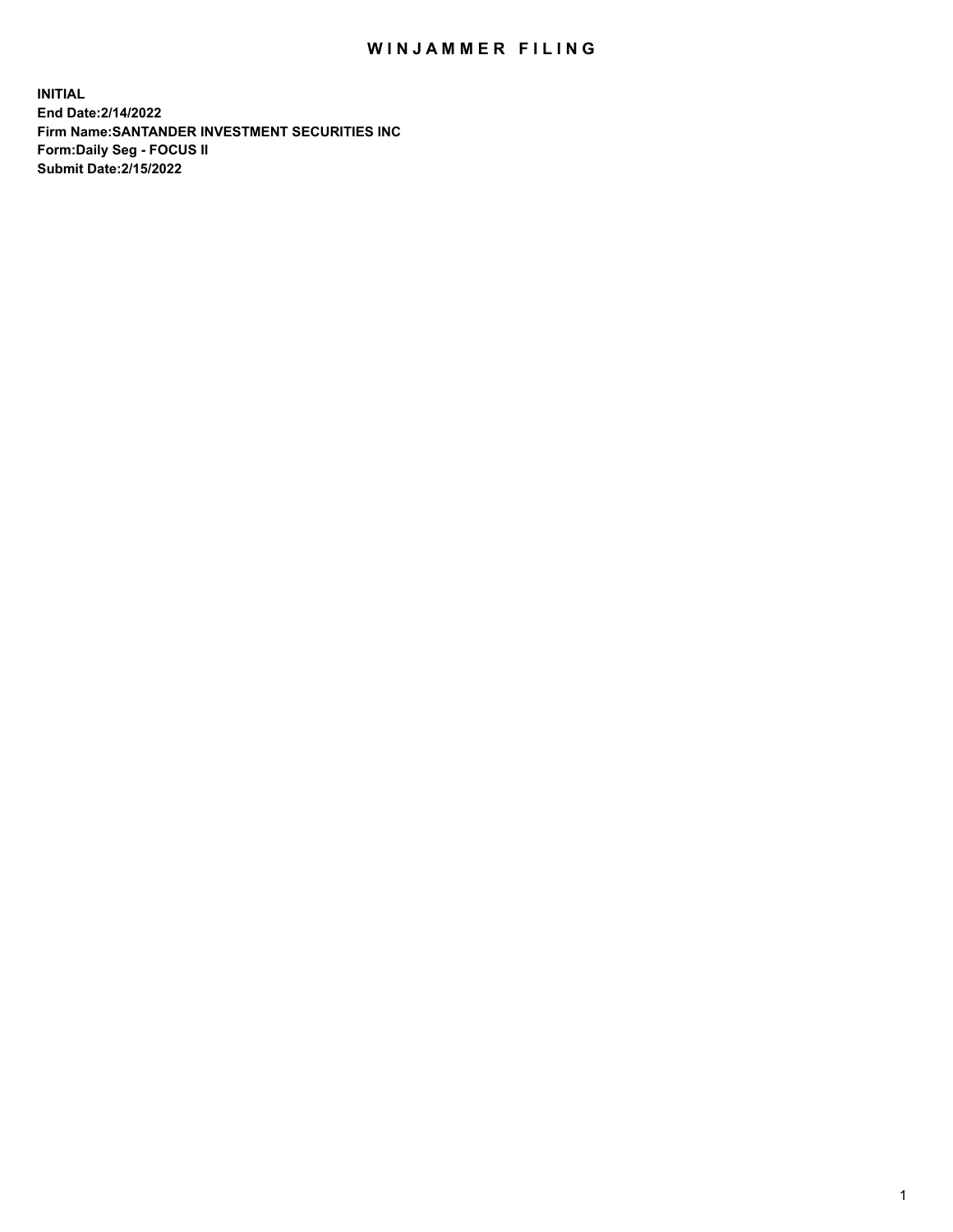# WINJAMMER FILING

**INITIAL**
**End Date:2/14/2022**
**Firm Name:SANTANDER INVESTMENT SECURITIES INC**
**Form:Daily Seg - FOCUS II**
**Submit Date:2/15/2022**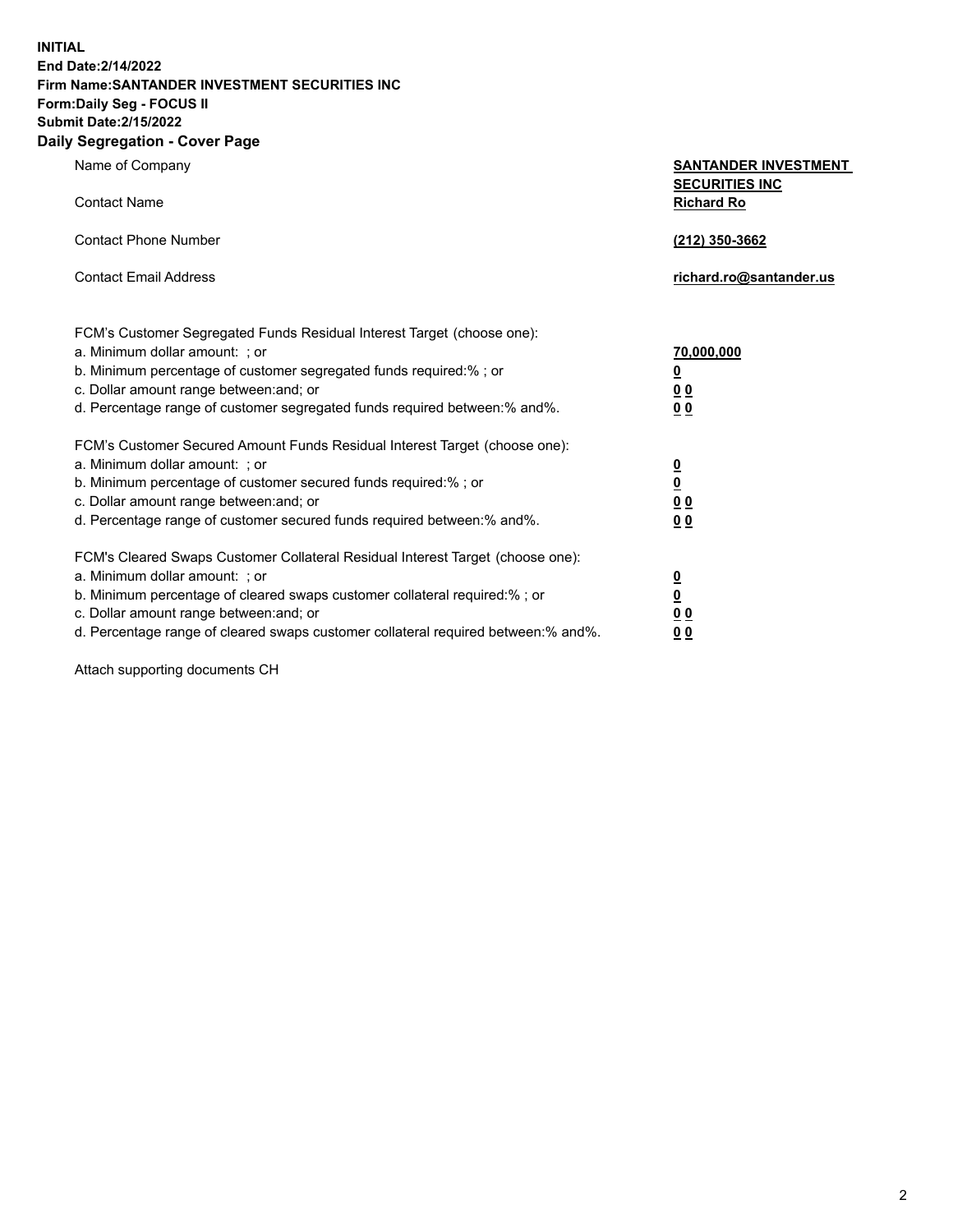**INITIAL**
**End Date:2/14/2022**
**Firm Name:SANTANDER INVESTMENT SECURITIES INC**
**Form:Daily Seg - FOCUS II**
**Submit Date:2/15/2022**

## Daily Segregation - Cover Page

| | |
|---|---|
| Name of Company | **SANTANDER INVESTMENT SECURITIES INC** |
| Contact Name | **Richard Ro** |
| Contact Phone Number | **(212) 350-3662** |
| Contact Email Address | **richard.ro@santander.us** |

| | |
|---|---|
| FCM's Customer Segregated Funds Residual Interest Target (choose one): | |
| a. Minimum dollar amount: ; or | **70,000,000** |
| b. Minimum percentage of customer segregated funds required:% ; or | **0** |
| c. Dollar amount range between:and; or | **0 0** |
| d. Percentage range of customer segregated funds required between:% and%. | **0 0** |
| FCM's Customer Secured Amount Funds Residual Interest Target (choose one): | |
| a. Minimum dollar amount: ; or | **0** |
| b. Minimum percentage of customer secured funds required:% ; or | **0** |
| c. Dollar amount range between:and; or | **0 0** |
| d. Percentage range of customer secured funds required between:% and%. | **0 0** |
| FCM's Cleared Swaps Customer Collateral Residual Interest Target (choose one): | |
| a. Minimum dollar amount: ; or | **0** |
| b. Minimum percentage of cleared swaps customer collateral required:% ; or | **0** |
| c. Dollar amount range between:and; or | **0 0** |
| d. Percentage range of cleared swaps customer collateral required between:% and%. | **0 0** |

Attach supporting documents CH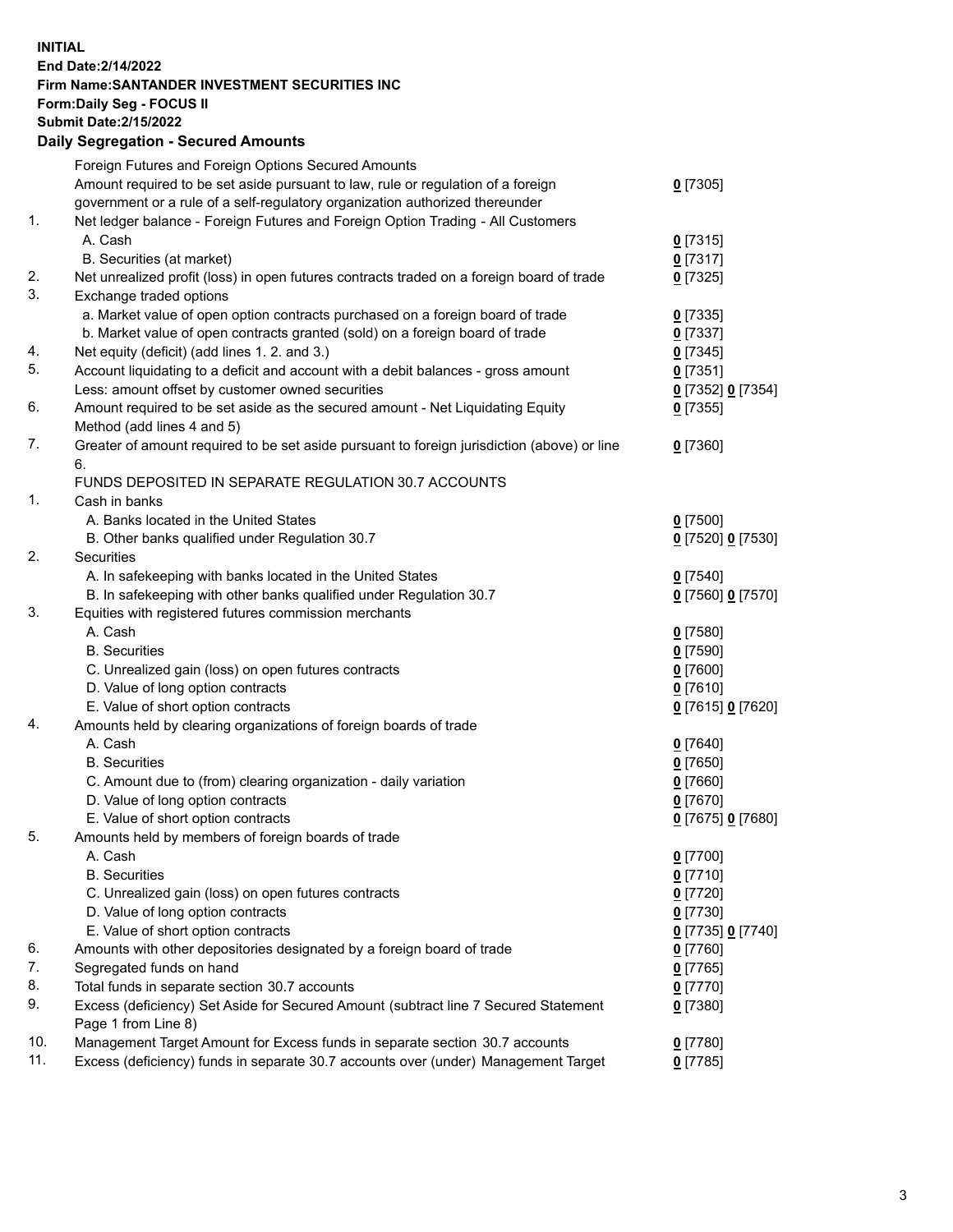**INITIAL**
**End Date:2/14/2022**
**Firm Name:SANTANDER INVESTMENT SECURITIES INC**
**Form:Daily Seg - FOCUS II**
**Submit Date:2/15/2022**

## Daily Segregation - Secured Amounts

| | | |
|---|---|---|
| | Foreign Futures and Foreign Options Secured Amounts | |
| | Amount required to be set aside pursuant to law, rule or regulation of a foreign government or a rule of a self-regulatory organization authorized thereunder | 0 [7305] |
| 1. | Net ledger balance - Foreign Futures and Foreign Option Trading - All Customers | |
| | A. Cash | 0 [7315] |
| | B. Securities (at market) | 0 [7317] |
| 2. | Net unrealized profit (loss) in open futures contracts traded on a foreign board of trade | 0 [7325] |
| 3. | Exchange traded options | |
| | a. Market value of open option contracts purchased on a foreign board of trade | 0 [7335] |
| | b. Market value of open contracts granted (sold) on a foreign board of trade | 0 [7337] |
| 4. | Net equity (deficit) (add lines 1. 2. and 3.) | 0 [7345] |
| 5. | Account liquidating to a deficit and account with a debit balances - gross amount | 0 [7351] |
| | Less: amount offset by customer owned securities | 0 [7352] 0 [7354] |
| 6. | Amount required to be set aside as the secured amount - Net Liquidating Equity Method (add lines 4 and 5) | 0 [7355] |
| 7. | Greater of amount required to be set aside pursuant to foreign jurisdiction (above) or line 6. | 0 [7360] |
| | FUNDS DEPOSITED IN SEPARATE REGULATION 30.7 ACCOUNTS | |
| 1. | Cash in banks | |
| | A. Banks located in the United States | 0 [7500] |
| | B. Other banks qualified under Regulation 30.7 | 0 [7520] 0 [7530] |
| 2. | Securities | |
| | A. In safekeeping with banks located in the United States | 0 [7540] |
| | B. In safekeeping with other banks qualified under Regulation 30.7 | 0 [7560] 0 [7570] |
| 3. | Equities with registered futures commission merchants | |
| | A. Cash | 0 [7580] |
| | B. Securities | 0 [7590] |
| | C. Unrealized gain (loss) on open futures contracts | 0 [7600] |
| | D. Value of long option contracts | 0 [7610] |
| | E. Value of short option contracts | 0 [7615] 0 [7620] |
| 4. | Amounts held by clearing organizations of foreign boards of trade | |
| | A. Cash | 0 [7640] |
| | B. Securities | 0 [7650] |
| | C. Amount due to (from) clearing organization - daily variation | 0 [7660] |
| | D. Value of long option contracts | 0 [7670] |
| | E. Value of short option contracts | 0 [7675] 0 [7680] |
| 5. | Amounts held by members of foreign boards of trade | |
| | A. Cash | 0 [7700] |
| | B. Securities | 0 [7710] |
| | C. Unrealized gain (loss) on open futures contracts | 0 [7720] |
| | D. Value of long option contracts | 0 [7730] |
| | E. Value of short option contracts | 0 [7735] 0 [7740] |
| 6. | Amounts with other depositories designated by a foreign board of trade | 0 [7760] |
| 7. | Segregated funds on hand | 0 [7765] |
| 8. | Total funds in separate section 30.7 accounts | 0 [7770] |
| 9. | Excess (deficiency) Set Aside for Secured Amount (subtract line 7 Secured Statement Page 1 from Line 8) | 0 [7380] |
| 10. | Management Target Amount for Excess funds in separate section 30.7 accounts | 0 [7780] |
| 11. | Excess (deficiency) funds in separate 30.7 accounts over (under) Management Target | 0 [7785] |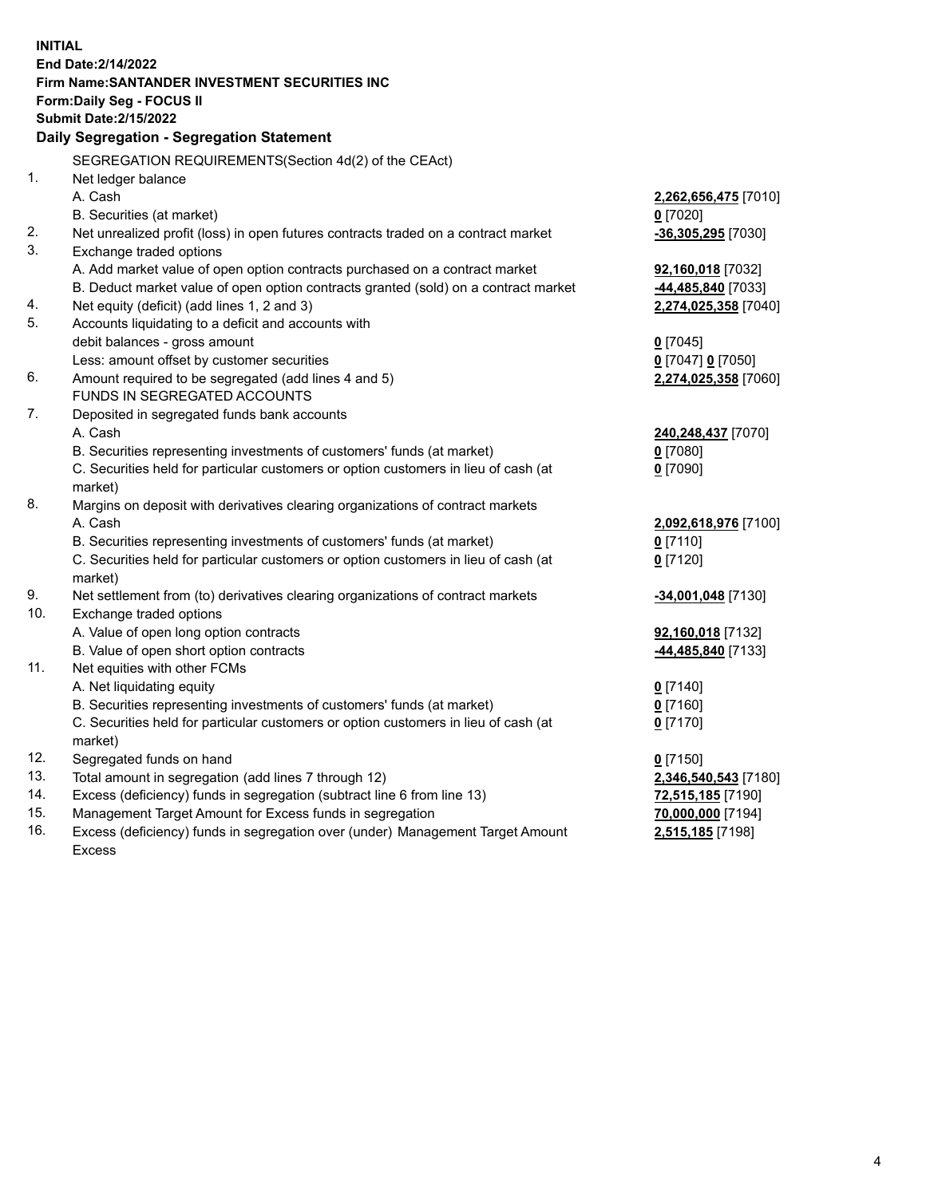**INITIAL**
**End Date:2/14/2022**
**Firm Name:SANTANDER INVESTMENT SECURITIES INC**
**Form:Daily Seg - FOCUS II**
**Submit Date:2/15/2022**

## Daily Segregation - Segregation Statement

SEGREGATION REQUIREMENTS(Section 4d(2) of the CEAct)

| | | |
|---|---|---|
| 1. | Net ledger balance | |
| | A. Cash | **2,262,656,475** [7010] |
| | B. Securities (at market) | **0** [7020] |
| 2. | Net unrealized profit (loss) in open futures contracts traded on a contract market | **-36,305,295** [7030] |
| 3. | Exchange traded options | |
| | A. Add market value of open option contracts purchased on a contract market | **92,160,018** [7032] |
| | B. Deduct market value of open option contracts granted (sold) on a contract market | **-44,485,840** [7033] |
| 4. | Net equity (deficit) (add lines 1, 2 and 3) | **2,274,025,358** [7040] |
| 5. | Accounts liquidating to a deficit and accounts with debit balances - gross amount | **0** [7045] |
| | Less: amount offset by customer securities | **0** [7047] **0** [7050] |
| 6. | Amount required to be segregated (add lines 4 and 5) | **2,274,025,358** [7060] |
| | FUNDS IN SEGREGATED ACCOUNTS | |
| 7. | Deposited in segregated funds bank accounts | |
| | A. Cash | **240,248,437** [7070] |
| | B. Securities representing investments of customers' funds (at market) | **0** [7080] |
| | C. Securities held for particular customers or option customers in lieu of cash (at market) | **0** [7090] |
| 8. | Margins on deposit with derivatives clearing organizations of contract markets | |
| | A. Cash | **2,092,618,976** [7100] |
| | B. Securities representing investments of customers' funds (at market) | **0** [7110] |
| | C. Securities held for particular customers or option customers in lieu of cash (at market) | **0** [7120] |
| 9. | Net settlement from (to) derivatives clearing organizations of contract markets | **-34,001,048** [7130] |
| 10. | Exchange traded options | |
| | A. Value of open long option contracts | **92,160,018** [7132] |
| | B. Value of open short option contracts | **-44,485,840** [7133] |
| 11. | Net equities with other FCMs | |
| | A. Net liquidating equity | **0** [7140] |
| | B. Securities representing investments of customers' funds (at market) | **0** [7160] |
| | C. Securities held for particular customers or option customers in lieu of cash (at market) | **0** [7170] |
| 12. | Segregated funds on hand | **0** [7150] |
| 13. | Total amount in segregation (add lines 7 through 12) | **2,346,540,543** [7180] |
| 14. | Excess (deficiency) funds in segregation (subtract line 6 from line 13) | **72,515,185** [7190] |
| 15. | Management Target Amount for Excess funds in segregation | **70,000,000** [7194] |
| 16. | Excess (deficiency) funds in segregation over (under) Management Target Amount Excess | **2,515,185** [7198] |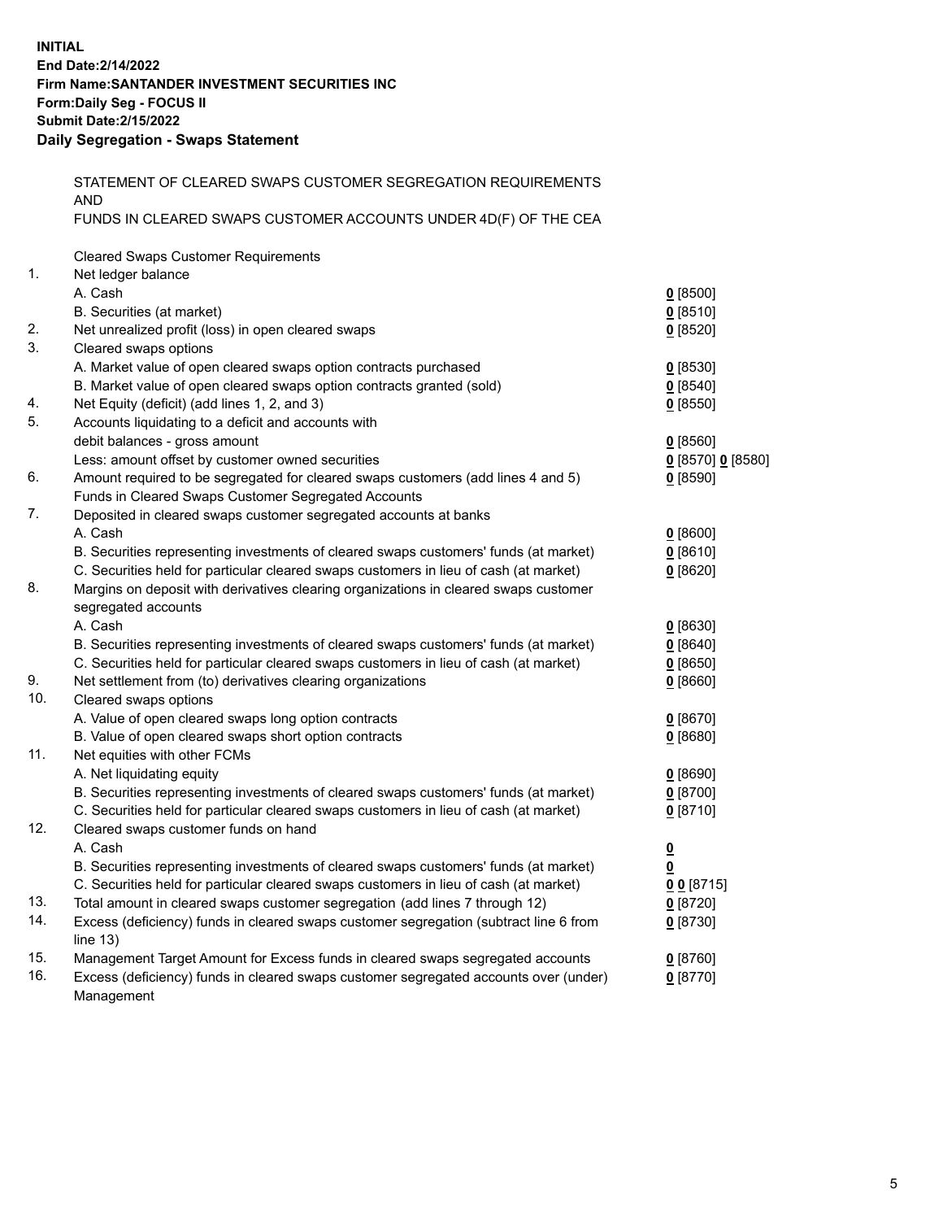**INITIAL**
**End Date:2/14/2022**
**Firm Name:SANTANDER INVESTMENT SECURITIES INC**
**Form:Daily Seg - FOCUS II**
**Submit Date:2/15/2022**
**Daily Segregation - Swaps Statement**

STATEMENT OF CLEARED SWAPS CUSTOMER SEGREGATION REQUIREMENTS AND FUNDS IN CLEARED SWAPS CUSTOMER ACCOUNTS UNDER 4D(F) OF THE CEA

| | | |
|---|---|---|
| | Cleared Swaps Customer Requirements | |
| 1. | Net ledger balance | |
| | A. Cash | 0 [8500] |
| | B. Securities (at market) | 0 [8510] |
| 2. | Net unrealized profit (loss) in open cleared swaps | 0 [8520] |
| 3. | Cleared swaps options | |
| | A. Market value of open cleared swaps option contracts purchased | 0 [8530] |
| | B. Market value of open cleared swaps option contracts granted (sold) | 0 [8540] |
| 4. | Net Equity (deficit) (add lines 1, 2, and 3) | 0 [8550] |
| 5. | Accounts liquidating to a deficit and accounts with debit balances - gross amount | 0 [8560] |
| | Less: amount offset by customer owned securities | 0 [8570] 0 [8580] |
| 6. | Amount required to be segregated for cleared swaps customers (add lines 4 and 5) | 0 [8590] |
| | Funds in Cleared Swaps Customer Segregated Accounts | |
| 7. | Deposited in cleared swaps customer segregated accounts at banks | |
| | A. Cash | 0 [8600] |
| | B. Securities representing investments of cleared swaps customers' funds (at market) | 0 [8610] |
| | C. Securities held for particular cleared swaps customers in lieu of cash (at market) | 0 [8620] |
| 8. | Margins on deposit with derivatives clearing organizations in cleared swaps customer segregated accounts | |
| | A. Cash | 0 [8630] |
| | B. Securities representing investments of cleared swaps customers' funds (at market) | 0 [8640] |
| | C. Securities held for particular cleared swaps customers in lieu of cash (at market) | 0 [8650] |
| 9. | Net settlement from (to) derivatives clearing organizations | 0 [8660] |
| 10. | Cleared swaps options | |
| | A. Value of open cleared swaps long option contracts | 0 [8670] |
| | B. Value of open cleared swaps short option contracts | 0 [8680] |
| 11. | Net equities with other FCMs | |
| | A. Net liquidating equity | 0 [8690] |
| | B. Securities representing investments of cleared swaps customers' funds (at market) | 0 [8700] |
| | C. Securities held for particular cleared swaps customers in lieu of cash (at market) | 0 [8710] |
| 12. | Cleared swaps customer funds on hand | |
| | A. Cash | 0 |
| | B. Securities representing investments of cleared swaps customers' funds (at market) | 0 |
| | C. Securities held for particular cleared swaps customers in lieu of cash (at market) | 0 0 [8715] |
| 13. | Total amount in cleared swaps customer segregation (add lines 7 through 12) | 0 [8720] |
| 14. | Excess (deficiency) funds in cleared swaps customer segregation (subtract line 6 from line 13) | 0 [8730] |
| 15. | Management Target Amount for Excess funds in cleared swaps segregated accounts | 0 [8760] |
| 16. | Excess (deficiency) funds in cleared swaps customer segregated accounts over (under) Management | 0 [8770] |